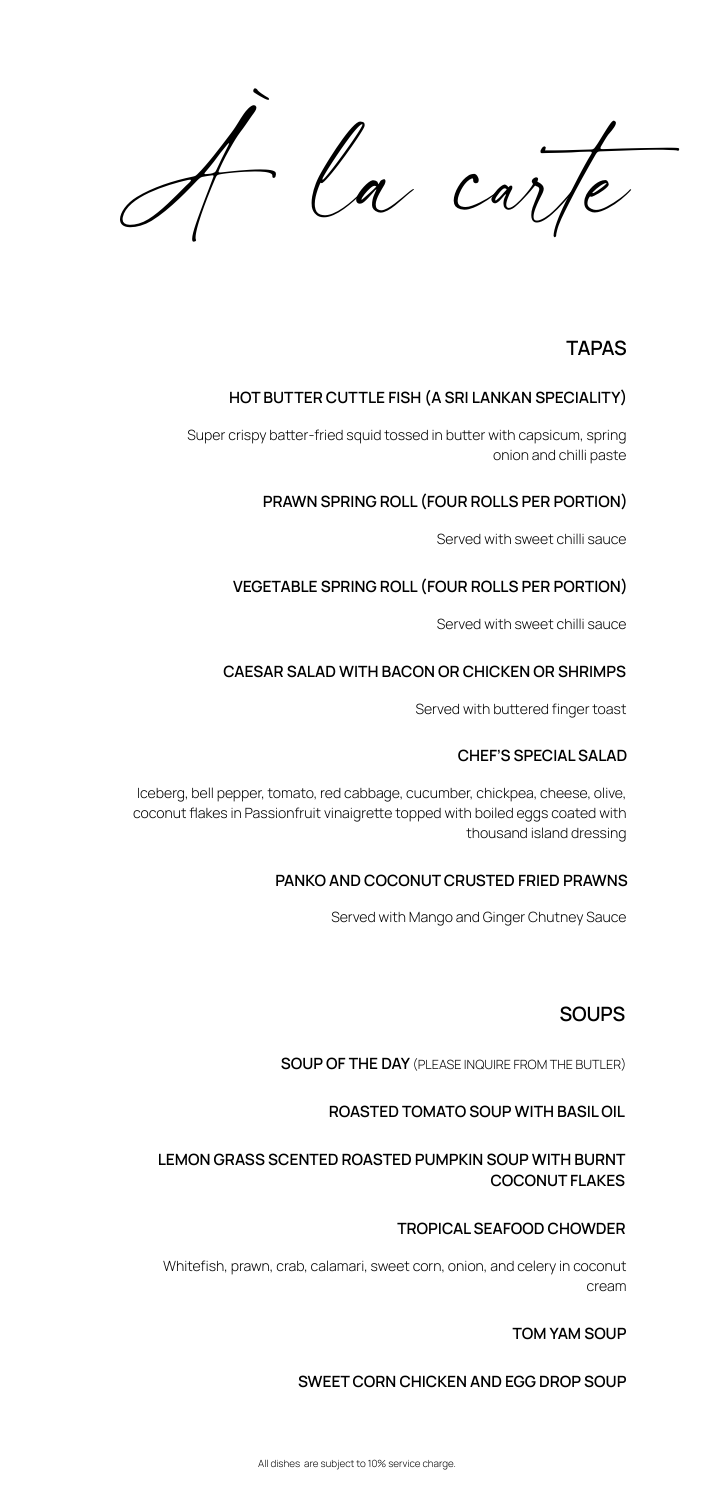# À la carte

## TAPAS

### HOT BUTTER CUTTLE FISH (A SRI LANKAN SPECIALITY)

Super crispy batter-fried squid tossed in butter with capsicum, spring onion and chilli paste

### PRAWN SPRING ROLL (FOUR ROLLS PER PORTION)

Served with sweet chilli sauce

### VEGETABLE SPRING ROLL (FOUR ROLLS PER PORTION)

Served with sweet chilli sauce

### CAESAR SALAD WITH BACON OR CHICKEN OR SHRIMPS

Served with buttered finger toast

### CHEF'S SPECIAL SALAD

Iceberg, bell pepper, tomato, red cabbage, cucumber, chickpea, cheese, olive, coconut flakes in Passionfruit vinaigrette topped with boiled eggs coated with thousand island dressing

### PANKO AND COCONUT CRUSTED FRIED PRAWNS

Served with Mango and Ginger Chutney Sauce

## SOUPS

### SOUP OF THE DAY (PLEASE INQUIRE FROM THE BUTLER)

### ROASTED TOMATO SOUP WITH BASIL OIL

### LEMON GRASS SCENTED ROASTED PUMPKIN SOUP WITH BURNT COCONUT FLAKES

### TROPICAL SEAFOOD CHOWDER

Whitefish, prawn, crab, calamari, sweet corn, onion, and celery in coconut cream

### TOM YAM SOUP

### SWEET CORN CHICKEN AND EGG DROP SOUP

All dishes are subject to 10% service charge.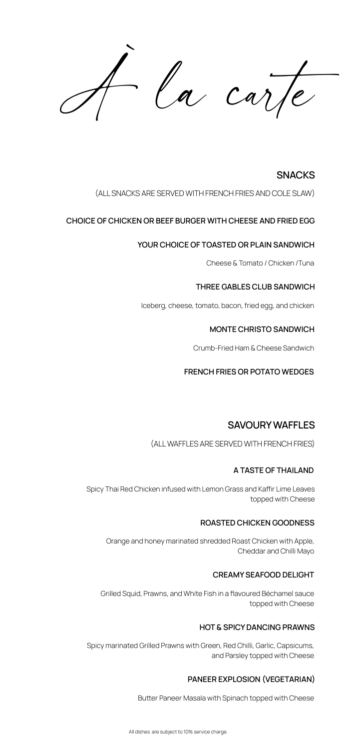# À la carte

## SNACKS

(ALL SNACKS ARE SERVED WITH FRENCH FRIES AND COLE SLAW)

**CHOICE OF CHICKEN OR BEEF BURGER WITH CHEESE AND FRIED EGG**

**YOUR CHOICE OF TOASTED OR PLAIN SANDWICH**

Cheese & Tomato / Chicken / Tuna

**THREE GABLES CLUB SANDWICH**

Iceberg, cheese, tomato, bacon, fried egg, and chicken

**MONTE CHRISTO SANDWICH**

Crumb-Fried Ham & Cheese Sandwich

**FRENCH FRIES OR POTATO WEDGES**

## SAVOURY WAFFLES

(ALL WAFFLES ARE SERVED WITH FRENCH FRIES)

**A TASTE OF THAILAND**

Spicy Thai Red Chicken infused with Lemon Grass and Kaffir Lime Leaves topped with Cheese

**ROASTED CHICKEN GOODNESS**

Orange and honey marinated shredded Roast Chicken with Apple, Cheddar and Chilli Mayo

**CREAMY SEAFOOD DELIGHT**

Grilled Squid, Prawns, and White Fish in a flavoured Béchamel sauce topped with Cheese

**HOT & SPICY DANCING PRAWNS**

Spicy marinated Grilled Prawns with Green, Red Chilli, Garlic, Capsicums, and Parsley topped with Cheese

**PANEER EXPLOSION (VEGETARIAN)**

Butter Paneer Masala with Spinach topped with Cheese

All dishes are subject to 10% service charge.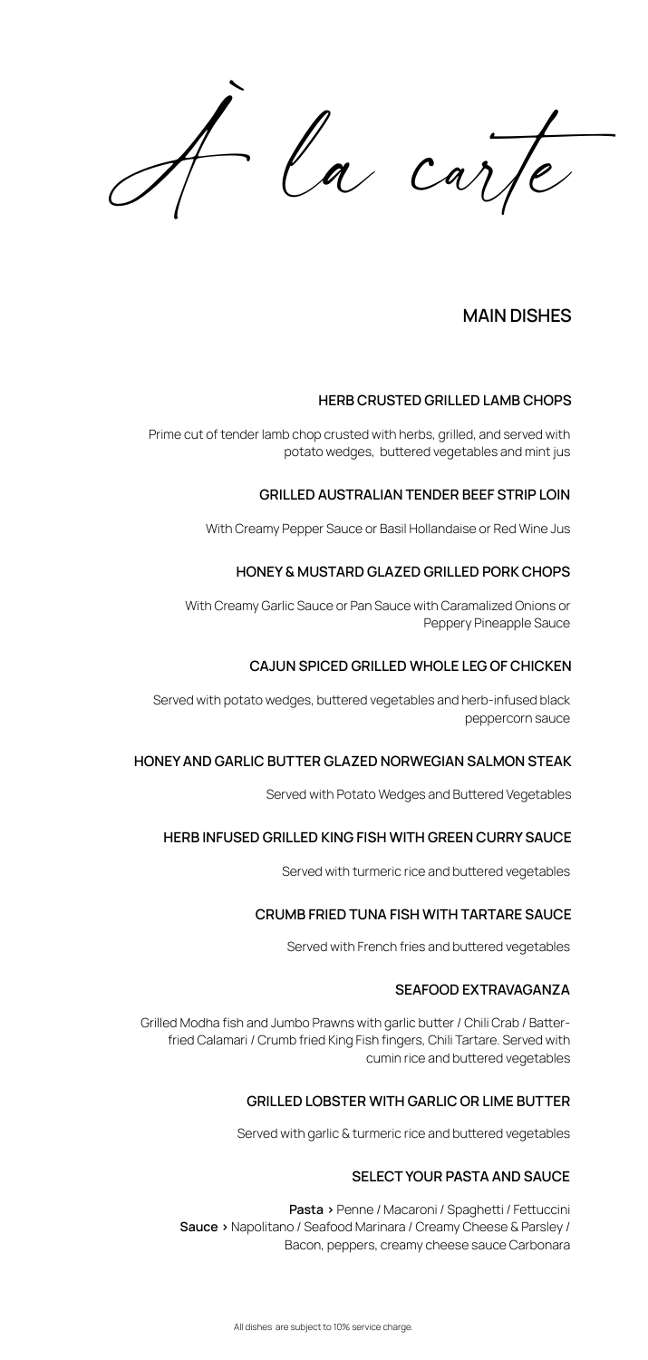# À la carte

## MAIN DISHES

### HERB CRUSTED GRILLED LAMB CHOPS

Prime cut of tender lamb chop crusted with herbs, grilled, and served with potato wedges, buttered vegetables and mint jus

### GRILLED AUSTRALIAN TENDER BEEF STRIP LOIN

With Creamy Pepper Sauce or Basil Hollandaise or Red Wine Jus

### HONEY & MUSTARD GLAZED GRILLED PORK CHOPS

With Creamy Garlic Sauce or Pan Sauce with Caramalized Onions or Peppery Pineapple Sauce

### CAJUN SPICED GRILLED WHOLE LEG OF CHICKEN

Served with potato wedges, buttered vegetables and herb-infused black peppercorn sauce

### HONEY AND GARLIC BUTTER GLAZED NORWEGIAN SALMON STEAK

Served with Potato Wedges and Buttered Vegetables

### HERB INFUSED GRILLED KING FISH WITH GREEN CURRY SAUCE

Served with turmeric rice and buttered vegetables

### CRUMB FRIED TUNA FISH WITH TARTARE SAUCE

Served with French fries and buttered vegetables

### SEAFOOD EXTRAVAGANZA

Grilled Modha fish and Jumbo Prawns with garlic butter / Chili Crab / Batter-fried Calamari / Crumb fried King Fish fingers, Chili Tartare. Served with cumin rice and buttered vegetables

### GRILLED LOBSTER WITH GARLIC OR LIME BUTTER

Served with garlic & turmeric rice and buttered vegetables

### SELECT YOUR PASTA AND SAUCE

**Pasta ›** Penne / Macaroni / Spaghetti / Fettuccini
**Sauce ›** Napolitano / Seafood Marinara / Creamy Cheese & Parsley / Bacon, peppers, creamy cheese sauce Carbonara

All dishes are subject to 10% service charge.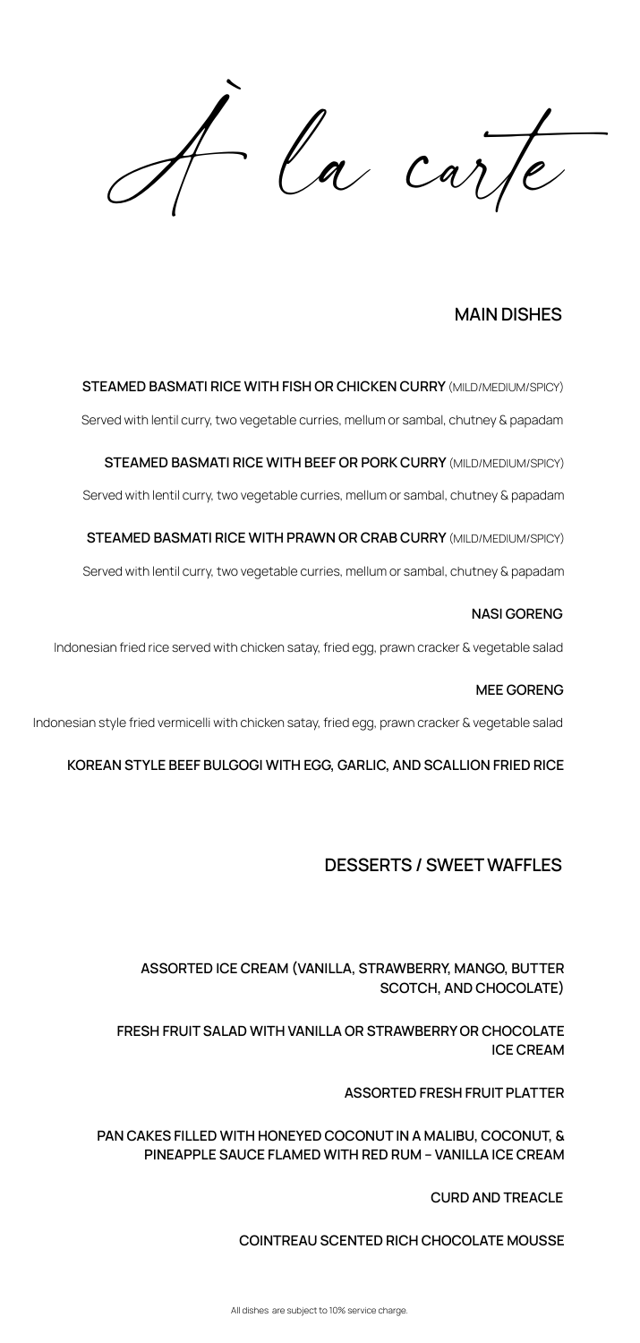# À la carte

## MAIN DISHES

**STEAMED BASMATI RICE WITH FISH OR CHICKEN CURRY** (MILD/MEDIUM/SPICY)

Served with lentil curry, two vegetable curries, mellum or sambal, chutney & papadam

**STEAMED BASMATI RICE WITH BEEF OR PORK CURRY** (MILD/MEDIUM/SPICY)

Served with lentil curry, two vegetable curries, mellum or sambal, chutney & papadam

**STEAMED BASMATI RICE WITH PRAWN OR CRAB CURRY** (MILD/MEDIUM/SPICY)

Served with lentil curry, two vegetable curries, mellum or sambal, chutney & papadam

**NASI GORENG**

Indonesian fried rice served with chicken satay, fried egg, prawn cracker & vegetable salad

**MEE GORENG**

Indonesian style fried vermicelli with chicken satay, fried egg, prawn cracker & vegetable salad

**KOREAN STYLE BEEF BULGOGI WITH EGG, GARLIC, AND SCALLION FRIED RICE**

## DESSERTS / SWEET WAFFLES

**ASSORTED ICE CREAM (VANILLA, STRAWBERRY, MANGO, BUTTER SCOTCH, AND CHOCOLATE)**

**FRESH FRUIT SALAD WITH VANILLA OR STRAWBERRY OR CHOCOLATE ICE CREAM**

**ASSORTED FRESH FRUIT PLATTER**

**PAN CAKES FILLED WITH HONEYED COCONUT IN A MALIBU, COCONUT, & PINEAPPLE SAUCE FLAMED WITH RED RUM – VANILLA ICE CREAM**

**CURD AND TREACLE**

**COINTREAU SCENTED RICH CHOCOLATE MOUSSE**

All dishes are subject to 10% service charge.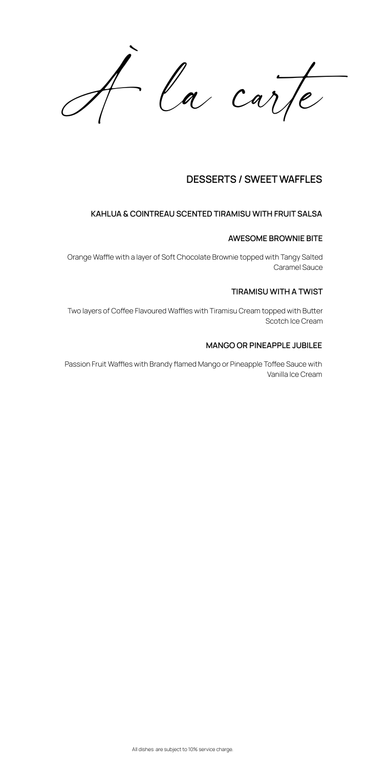# À la carte

## DESSERTS / SWEET WAFFLES

### KAHLUA & COINTREAU SCENTED TIRAMISU WITH FRUIT SALSA

### AWESOME BROWNIE BITE

Orange Waffle with a layer of Soft Chocolate Brownie topped with Tangy Salted Caramel Sauce

### TIRAMISU WITH A TWIST

Two layers of Coffee Flavoured Waffles with Tiramisu Cream topped with Butter Scotch Ice Cream

### MANGO OR PINEAPPLE JUBILEE

Passion Fruit Waffles with Brandy flamed Mango or Pineapple Toffee Sauce with Vanilla Ice Cream

All dishes are subject to 10% service charge.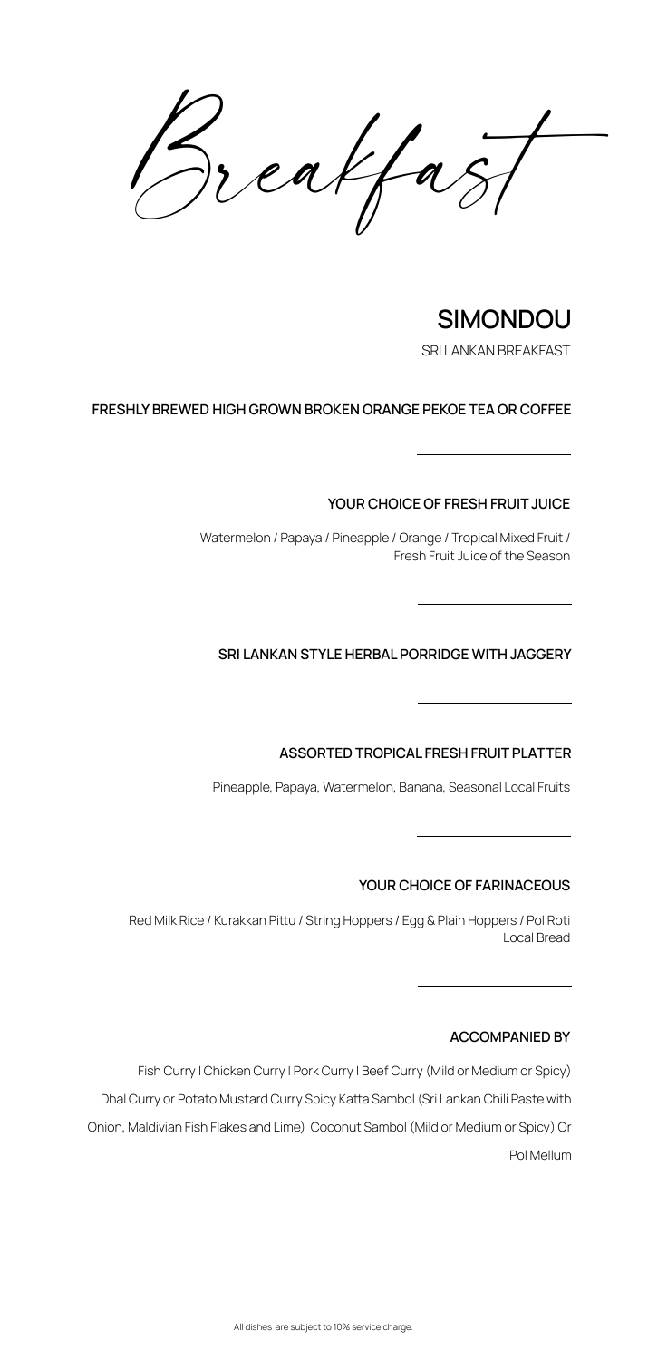# Breakfast

## SIMONDOU

SRI LANKAN BREAKFAST

**FRESHLY BREWED HIGH GROWN BROKEN ORANGE PEKOE TEA OR COFFEE**

---

**YOUR CHOICE OF FRESH FRUIT JUICE**

Watermelon / Papaya / Pineapple / Orange / Tropical Mixed Fruit / Fresh Fruit Juice of the Season

---

**SRI LANKAN STYLE HERBAL PORRIDGE WITH JAGGERY**

---

**ASSORTED TROPICAL FRESH FRUIT PLATTER**

Pineapple, Papaya, Watermelon, Banana, Seasonal Local Fruits

---

**YOUR CHOICE OF FARINACEOUS**

Red Milk Rice / Kurakkan Pittu / String Hoppers / Egg & Plain Hoppers / Pol Roti Local Bread

---

**ACCOMPANIED BY**

Fish Curry I Chicken Curry I Pork Curry I Beef Curry (Mild or Medium or Spicy) Dhal Curry or Potato Mustard Curry Spicy Katta Sambol (Sri Lankan Chili Paste with Onion, Maldivian Fish Flakes and Lime) Coconut Sambol (Mild or Medium or Spicy) Or Pol Mellum

All dishes are subject to 10% service charge.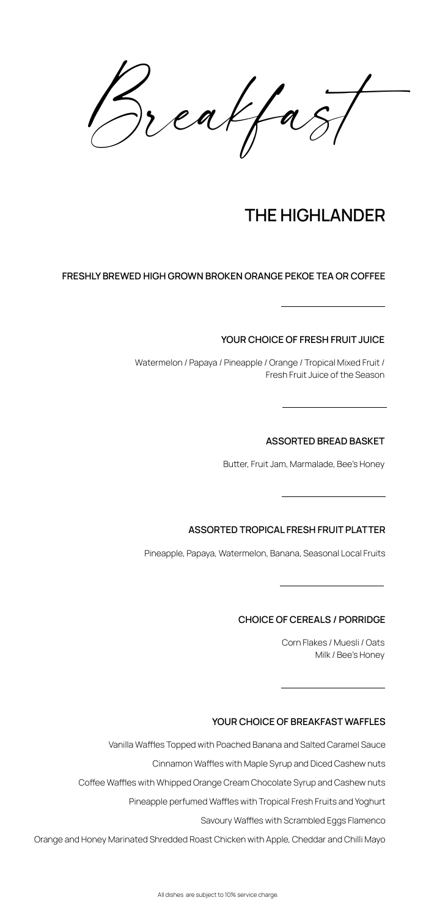# Breakfast

## THE HIGHLANDER

**FRESHLY BREWED HIGH GROWN BROKEN ORANGE PEKOE TEA OR COFFEE**

---

**YOUR CHOICE OF FRESH FRUIT JUICE**

Watermelon / Papaya / Pineapple / Orange / Tropical Mixed Fruit / Fresh Fruit Juice of the Season

---

**ASSORTED BREAD BASKET**

Butter, Fruit Jam, Marmalade, Bee's Honey

---

**ASSORTED TROPICAL FRESH FRUIT PLATTER**

Pineapple, Papaya, Watermelon, Banana, Seasonal Local Fruits

---

**CHOICE OF CEREALS / PORRIDGE**

Corn Flakes / Muesli / Oats
Milk / Bee's Honey

---

**YOUR CHOICE OF BREAKFAST WAFFLES**

Vanilla Waffles Topped with Poached Banana and Salted Caramel Sauce

Cinnamon Waffles with Maple Syrup and Diced Cashew nuts

Coffee Waffles with Whipped Orange Cream Chocolate Syrup and Cashew nuts

Pineapple perfumed Waffles with Tropical Fresh Fruits and Yoghurt

Savoury Waffles with Scrambled Eggs Flamenco

Orange and Honey Marinated Shredded Roast Chicken with Apple, Cheddar and Chilli Mayo

All dishes are subject to 10% service charge.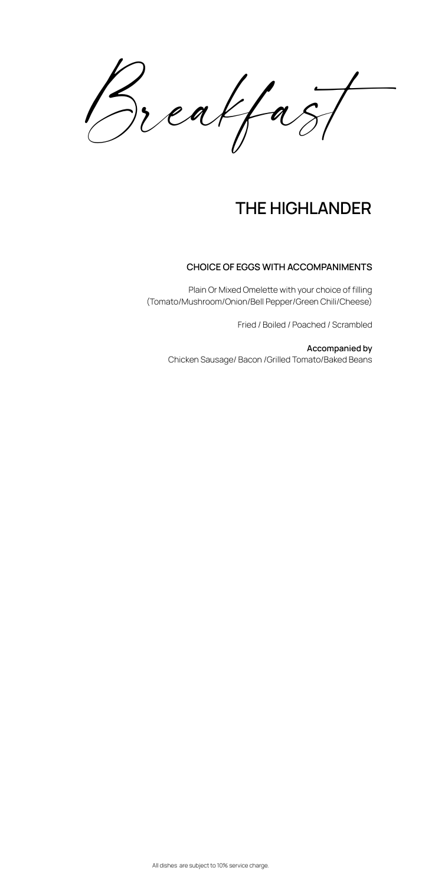# Breakfast

## THE HIGHLANDER

**CHOICE OF EGGS WITH ACCOMPANIMENTS**

Plain Or Mixed Omelette with your choice of filling
(Tomato/Mushroom/Onion/Bell Pepper/Green Chili/Cheese)

Fried / Boiled / Poached / Scrambled

**Accompanied by**
Chicken Sausage/ Bacon /Grilled Tomato/Baked Beans

All dishes are subject to 10% service charge.